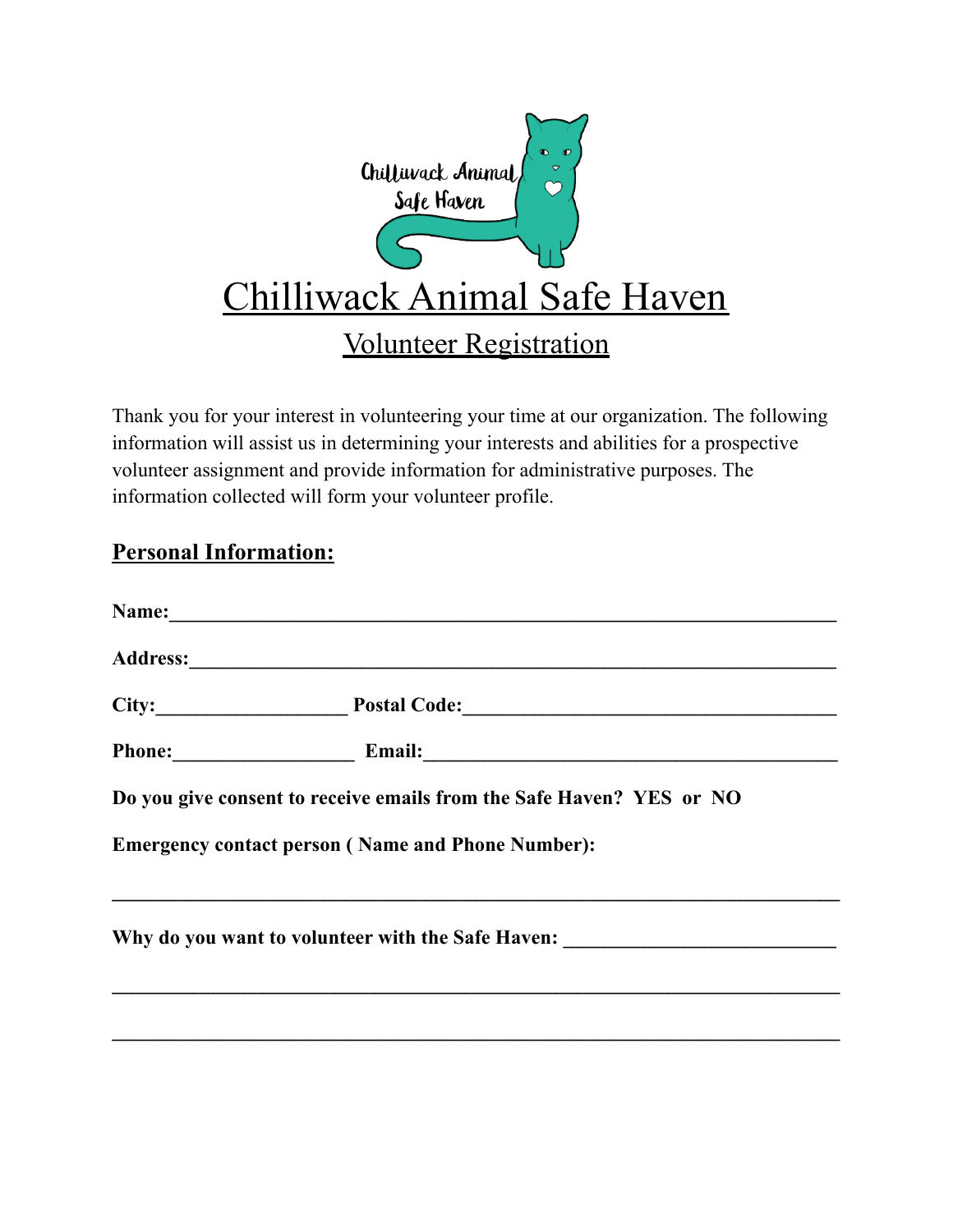# Chilliwack Animal Safe Haven

## Volunteer Registration

Thank you for your interest in volunteering your time at our organization. The following information will assist us in determining your interests and abilities for a prospective volunteer assignment and provide information for administrative purposes. The information collected will form your volunteer profile.

### Personal Information:

**Name:**___________________________________________________________________

**Address:**_________________________________________________________________

**City:**___________________ **Postal Code:**_____________________________________

**Phone:**__________________ **Email:**__________________________________________

**Do you give consent to receive emails from the Safe Haven? YES or NO**

**Emergency contact person ( Name and Phone Number):**

________________________________________________________________________

**Why do you want to volunteer with the Safe Haven:** ___________________________

________________________________________________________________________

________________________________________________________________________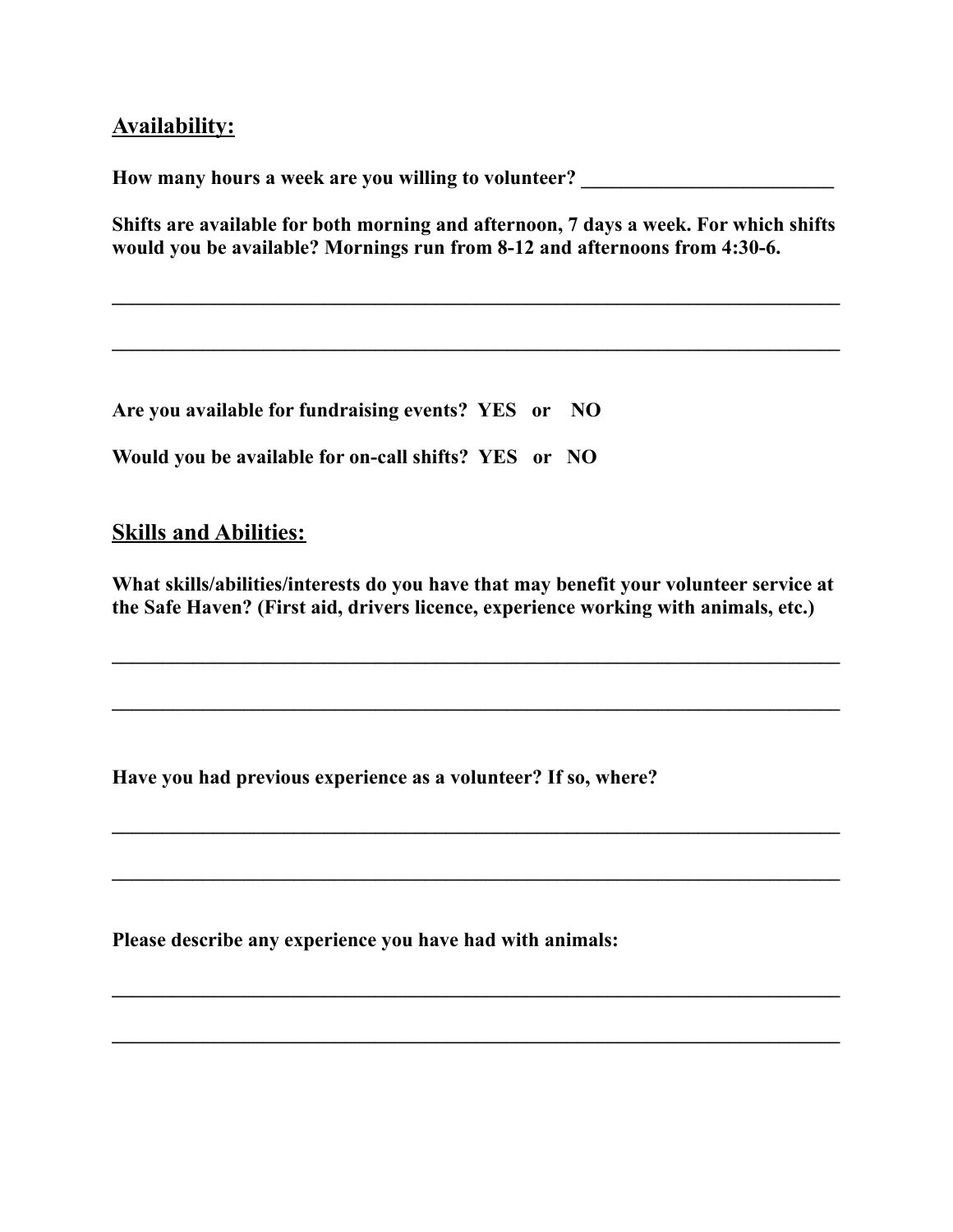## Availability:

**How many hours a week are you willing to volunteer? __________________________**

**Shifts are available for both morning and afternoon, 7 days a week. For which shifts would you be available? Mornings run from 8-12 and afternoons from 4:30-6.**

_____________________________________________________________________________

_____________________________________________________________________________

**Are you available for fundraising events? YES or NO**

**Would you be available for on-call shifts? YES or NO**

## Skills and Abilities:

**What skills/abilities/interests do you have that may benefit your volunteer service at the Safe Haven? (First aid, drivers licence, experience working with animals, etc.)**

_____________________________________________________________________________

_____________________________________________________________________________

**Have you had previous experience as a volunteer? If so, where?**

_____________________________________________________________________________

_____________________________________________________________________________

**Please describe any experience you have had with animals:**

_____________________________________________________________________________

_____________________________________________________________________________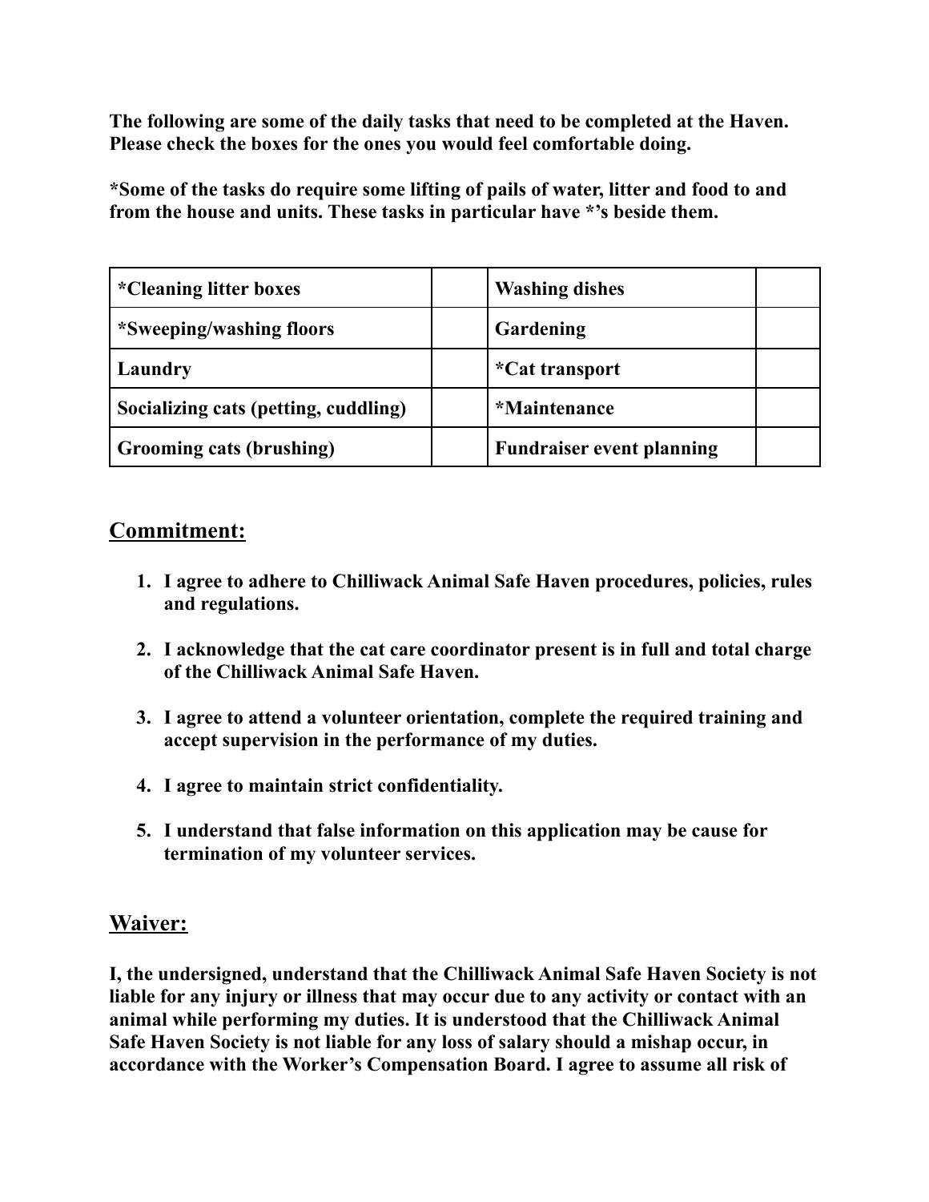**The following are some of the daily tasks that need to be completed at the Haven. Please check the boxes for the ones you would feel comfortable doing.**

***Some of the tasks do require some lifting of pails of water, litter and food to and from the house and units. These tasks in particular have *'s beside them.**

| | | | |
|---|---|---|---|
| ***Cleaning litter boxes** | | **Washing dishes** | |
| ***Sweeping/washing floors** | | **Gardening** | |
| **Laundry** | | ***Cat transport** | |
| **Socializing cats (petting, cuddling)** | | ***Maintenance** | |
| **Grooming cats (brushing)** | | **Fundraiser event planning** | |

## Commitment:

1. **I agree to adhere to Chilliwack Animal Safe Haven procedures, policies, rules and regulations.**
2. **I acknowledge that the cat care coordinator present is in full and total charge of the Chilliwack Animal Safe Haven.**
3. **I agree to attend a volunteer orientation, complete the required training and accept supervision in the performance of my duties.**
4. **I agree to maintain strict confidentiality.**
5. **I understand that false information on this application may be cause for termination of my volunteer services.**

## Waiver:

**I, the undersigned, understand that the Chilliwack Animal Safe Haven Society is not liable for any injury or illness that may occur due to any activity or contact with an animal while performing my duties. It is understood that the Chilliwack Animal Safe Haven Society is not liable for any loss of salary should a mishap occur, in accordance with the Worker's Compensation Board. I agree to assume all risk of**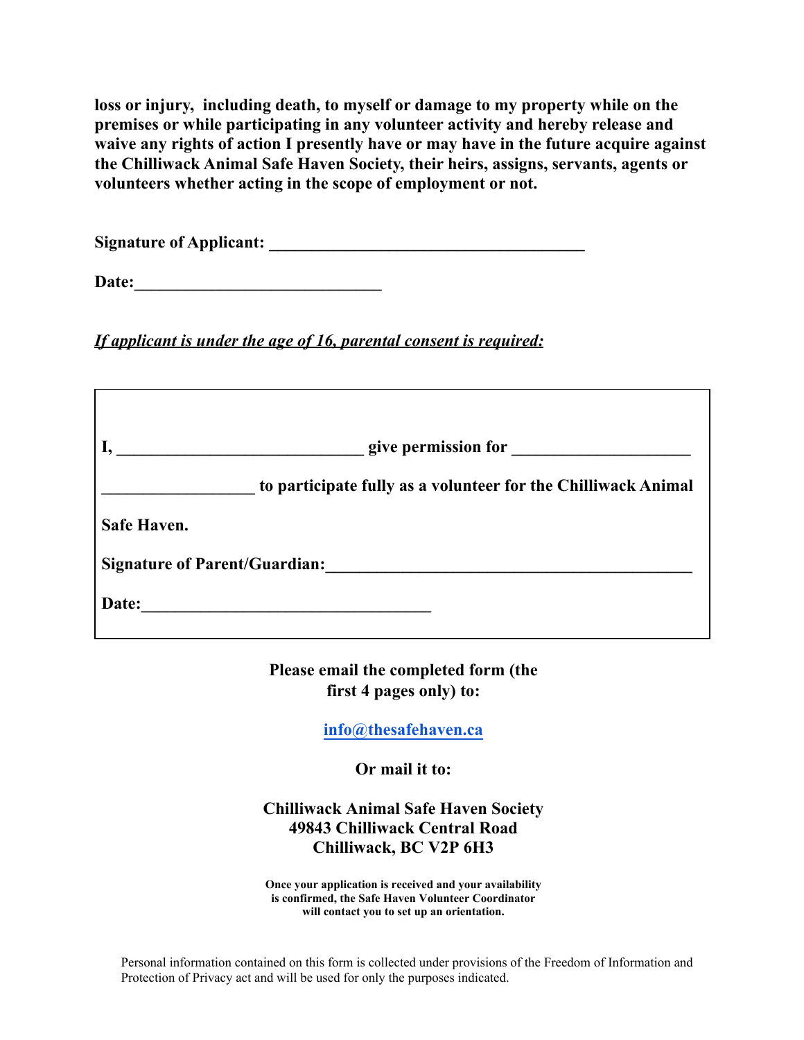**loss or injury, including death, to myself or damage to my property while on the premises or while participating in any volunteer activity and hereby release and waive any rights of action I presently have or may have in the future acquire against the Chilliwack Animal Safe Haven Society, their heirs, assigns, servants, agents or volunteers whether acting in the scope of employment or not.**

**Signature of Applicant: ____________________________________**

**Date:____________________________**

***<u>If applicant is under the age of 16, parental consent is required:</u>***

**I, ____________________________ give permission for ____________________ _________________ to participate fully as a volunteer for the Chilliwack Animal Safe Haven.**

**Signature of Parent/Guardian:__________________________________________**

**Date:_________________________________**

**Please email the completed form (the first 4 pages only) to:**

**[info@thesafehaven.ca](mailto:info@thesafehaven.ca)**

**Or mail it to:**

**Chilliwack Animal Safe Haven Society**
**49843 Chilliwack Central Road**
**Chilliwack, BC V2P 6H3**

**Once your application is received and your availability is confirmed, the Safe Haven Volunteer Coordinator will contact you to set up an orientation.**

Personal information contained on this form is collected under provisions of the Freedom of Information and Protection of Privacy act and will be used for only the purposes indicated.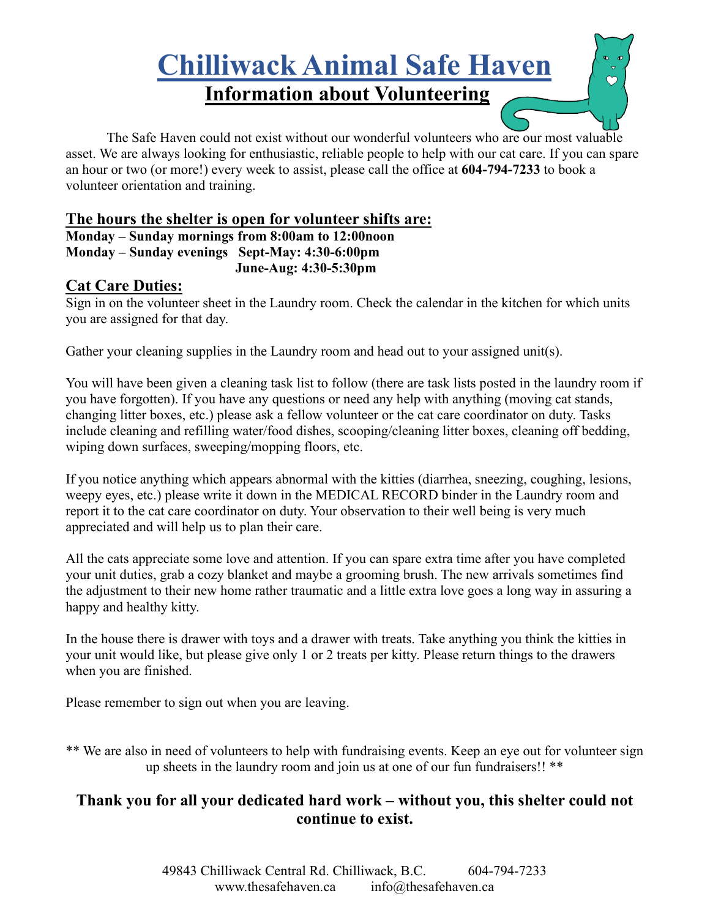# Chilliwack Animal Safe Haven

## Information about Volunteering

The Safe Haven could not exist without our wonderful volunteers who are our most valuable asset. We are always looking for enthusiastic, reliable people to help with our cat care. If you can spare an hour or two (or more!) every week to assist, please call the office at **604-794-7233** to book a volunteer orientation and training.

### The hours the shelter is open for volunteer shifts are:

**Monday – Sunday mornings from 8:00am to 12:00noon**
**Monday – Sunday evenings Sept-May: 4:30-6:00pm**
**June-Aug: 4:30-5:30pm**

### Cat Care Duties:

Sign in on the volunteer sheet in the Laundry room. Check the calendar in the kitchen for which units you are assigned for that day.

Gather your cleaning supplies in the Laundry room and head out to your assigned unit(s).

You will have been given a cleaning task list to follow (there are task lists posted in the laundry room if you have forgotten). If you have any questions or need any help with anything (moving cat stands, changing litter boxes, etc.) please ask a fellow volunteer or the cat care coordinator on duty. Tasks include cleaning and refilling water/food dishes, scooping/cleaning litter boxes, cleaning off bedding, wiping down surfaces, sweeping/mopping floors, etc.

If you notice anything which appears abnormal with the kitties (diarrhea, sneezing, coughing, lesions, weepy eyes, etc.) please write it down in the MEDICAL RECORD binder in the Laundry room and report it to the cat care coordinator on duty. Your observation to their well being is very much appreciated and will help us to plan their care.

All the cats appreciate some love and attention. If you can spare extra time after you have completed your unit duties, grab a cozy blanket and maybe a grooming brush. The new arrivals sometimes find the adjustment to their new home rather traumatic and a little extra love goes a long way in assuring a happy and healthy kitty.

In the house there is drawer with toys and a drawer with treats. Take anything you think the kitties in your unit would like, but please give only 1 or 2 treats per kitty. Please return things to the drawers when you are finished.

Please remember to sign out when you are leaving.

** We are also in need of volunteers to help with fundraising events. Keep an eye out for volunteer sign up sheets in the laundry room and join us at one of our fun fundraisers!! **

**Thank you for all your dedicated hard work – without you, this shelter could not continue to exist.**

49843 Chilliwack Central Rd. Chilliwack, B.C. 604-794-7233
www.thesafehaven.ca info@thesafehaven.ca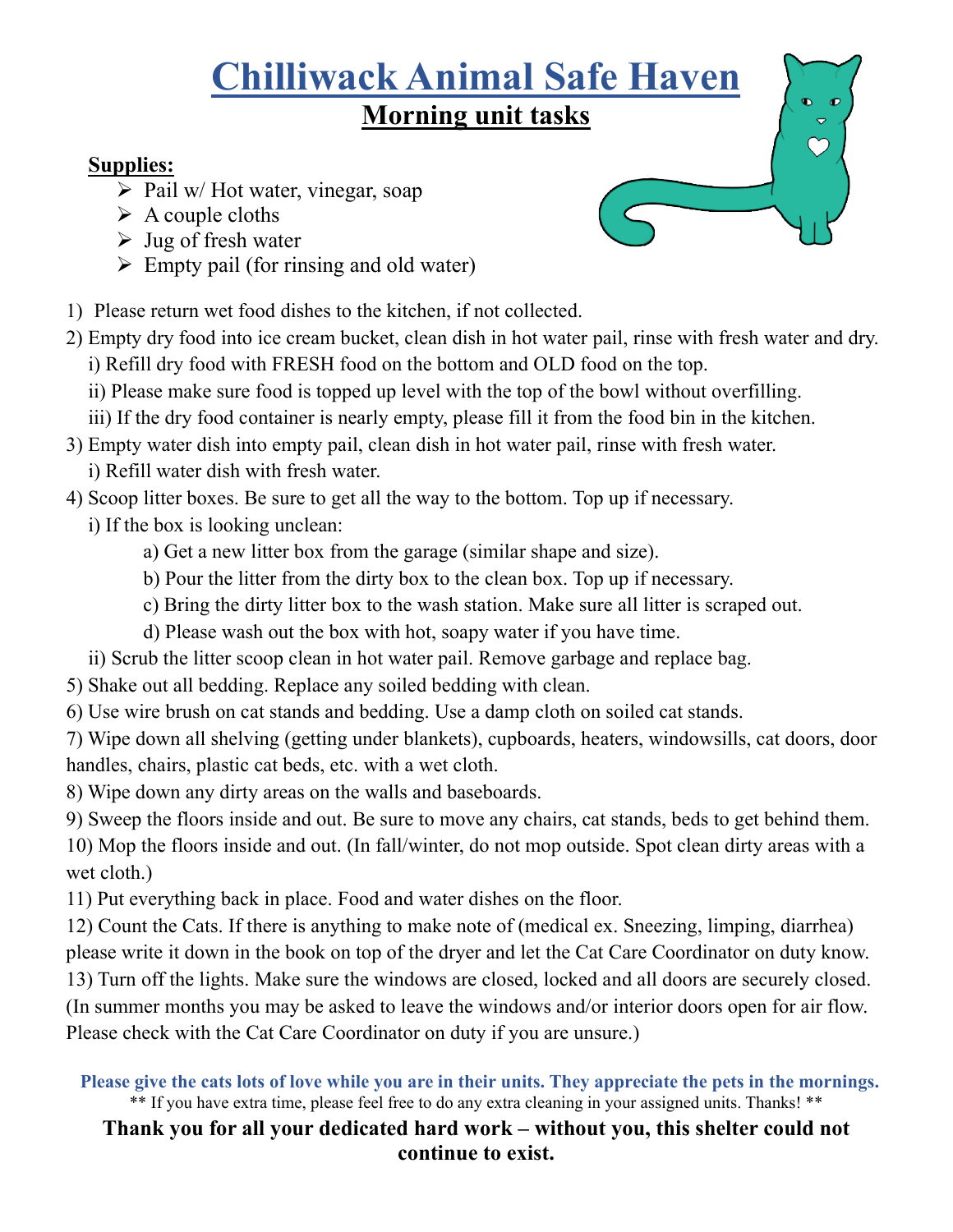# Chilliwack Animal Safe Haven

## Morning unit tasks

**Supplies:**

- Pail w/ Hot water, vinegar, soap
- A couple cloths
- Jug of fresh water
- Empty pail (for rinsing and old water)

1) Please return wet food dishes to the kitchen, if not collected.

2) Empty dry food into ice cream bucket, clean dish in hot water pail, rinse with fresh water and dry.
   - i) Refill dry food with FRESH food on the bottom and OLD food on the top.
   - ii) Please make sure food is topped up level with the top of the bowl without overfilling.
   - iii) If the dry food container is nearly empty, please fill it from the food bin in the kitchen.

3) Empty water dish into empty pail, clean dish in hot water pail, rinse with fresh water.
   - i) Refill water dish with fresh water.

4) Scoop litter boxes. Be sure to get all the way to the bottom. Top up if necessary.
   - i) If the box is looking unclean:
     - a) Get a new litter box from the garage (similar shape and size).
     - b) Pour the litter from the dirty box to the clean box. Top up if necessary.
     - c) Bring the dirty litter box to the wash station. Make sure all litter is scraped out.
     - d) Please wash out the box with hot, soapy water if you have time.
   - ii) Scrub the litter scoop clean in hot water pail. Remove garbage and replace bag.

5) Shake out all bedding. Replace any soiled bedding with clean.

6) Use wire brush on cat stands and bedding. Use a damp cloth on soiled cat stands.

7) Wipe down all shelving (getting under blankets), cupboards, heaters, windowsills, cat doors, door handles, chairs, plastic cat beds, etc. with a wet cloth.

8) Wipe down any dirty areas on the walls and baseboards.

9) Sweep the floors inside and out. Be sure to move any chairs, cat stands, beds to get behind them.

10) Mop the floors inside and out. (In fall/winter, do not mop outside. Spot clean dirty areas with a wet cloth.)

11) Put everything back in place. Food and water dishes on the floor.

12) Count the Cats. If there is anything to make note of (medical ex. Sneezing, limping, diarrhea) please write it down in the book on top of the dryer and let the Cat Care Coordinator on duty know.

13) Turn off the lights. Make sure the windows are closed, locked and all doors are securely closed. (In summer months you may be asked to leave the windows and/or interior doors open for air flow. Please check with the Cat Care Coordinator on duty if you are unsure.)

**Please give the cats lots of love while you are in their units. They appreciate the pets in the mornings.**

** If you have extra time, please feel free to do any extra cleaning in your assigned units. Thanks! **

**Thank you for all your dedicated hard work – without you, this shelter could not continue to exist.**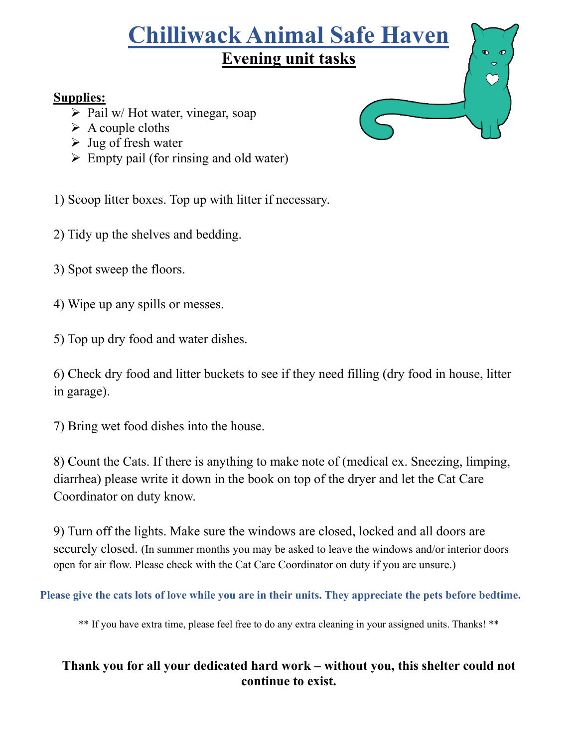# Chilliwack Animal Safe Haven

## Evening unit tasks

**Supplies:**

- Pail w/ Hot water, vinegar, soap
- A couple cloths
- Jug of fresh water
- Empty pail (for rinsing and old water)

1) Scoop litter boxes. Top up with litter if necessary.

2) Tidy up the shelves and bedding.

3) Spot sweep the floors.

4) Wipe up any spills or messes.

5) Top up dry food and water dishes.

6) Check dry food and litter buckets to see if they need filling (dry food in house, litter in garage).

7) Bring wet food dishes into the house.

8) Count the Cats. If there is anything to make note of (medical ex. Sneezing, limping, diarrhea) please write it down in the book on top of the dryer and let the Cat Care Coordinator on duty know.

9) Turn off the lights. Make sure the windows are closed, locked and all doors are securely closed. (In summer months you may be asked to leave the windows and/or interior doors open for air flow. Please check with the Cat Care Coordinator on duty if you are unsure.)

**Please give the cats lots of love while you are in their units. They appreciate the pets before bedtime.**

** If you have extra time, please feel free to do any extra cleaning in your assigned units. Thanks! **

**Thank you for all your dedicated hard work – without you, this shelter could not continue to exist.**